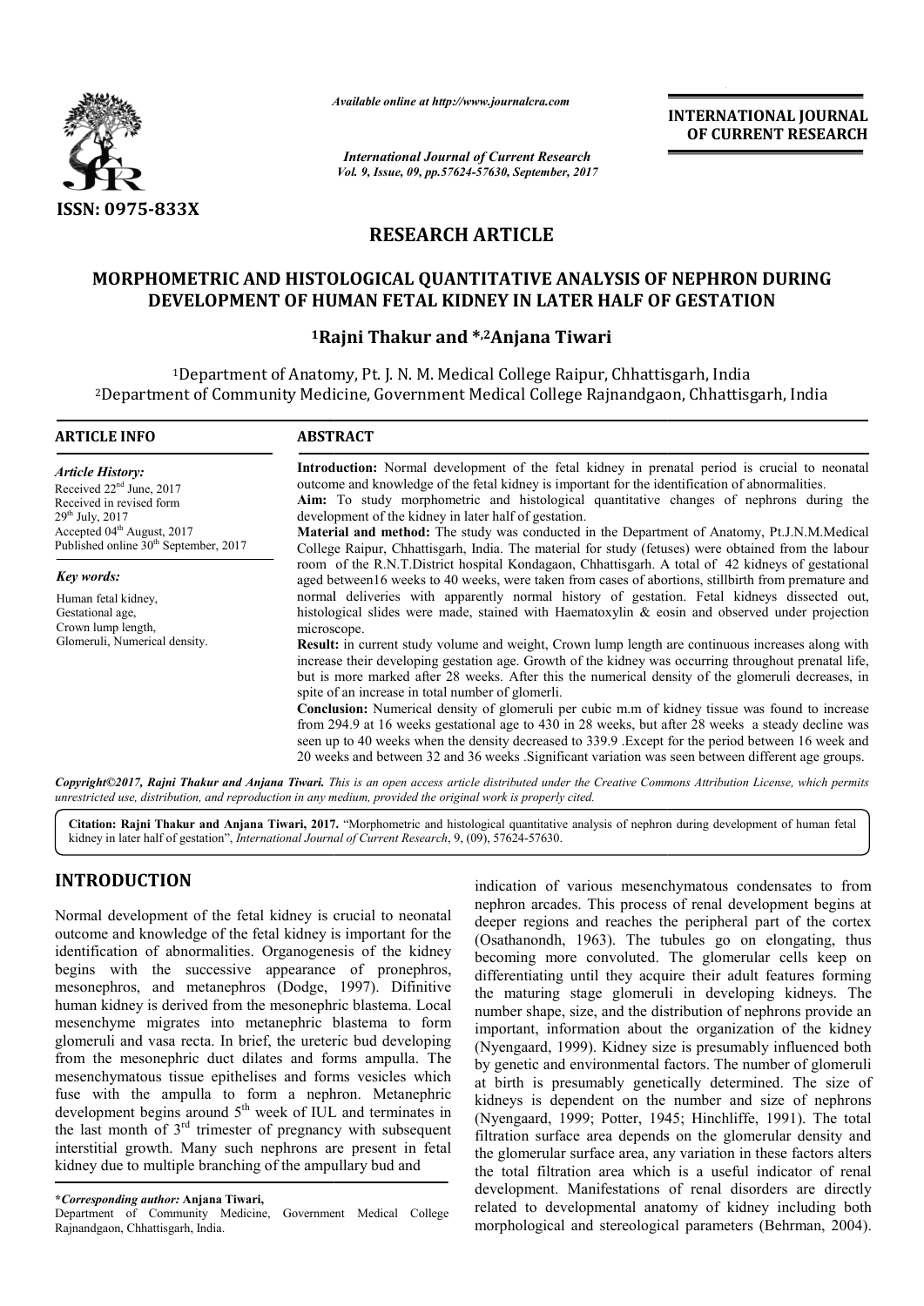*Available online at http://www.journalcra.com*

*International Journal of Current Research*
*Vol. 9, Issue, 09, pp.57624-57630, September, 2017*

**INTERNATIONAL JOURNAL OF CURRENT RESEARCH**

ISSN: 0975-833X

# RESEARCH ARTICLE

## MORPHOMETRIC AND HISTOLOGICAL QUANTITATIVE ANALYSIS OF NEPHRON DURING DEVELOPMENT OF HUMAN FETAL KIDNEY IN LATER HALF OF GESTATION

**[1]Rajni Thakur and *,[2]Anjana Tiwari**

[1]Department of Anatomy, Pt. J. N. M. Medical College Raipur, Chhattisgarh, India
[2]Department of Community Medicine, Government Medical College Rajnandgaon, Chhattisgarh, India

**ARTICLE INFO**

*Article History:*
Received 22[nd] June, 2017
Received in revised form 29[th] July, 2017
Accepted 04[th] August, 2017
Published online 30[th] September, 2017

*Key words:*
Human fetal kidney,
Gestational age,
Crown lump length,
Glomeruli, Numerical density.

**ABSTRACT**

**Introduction:** Normal development of the fetal kidney in prenatal period is crucial to neonatal outcome and knowledge of the fetal kidney is important for the identification of abnormalities.

**Aim:** To study morphometric and histological quantitative changes of nephrons during the development of the kidney in later half of gestation.

**Material and method:** The study was conducted in the Department of Anatomy, Pt.J.N.M.Medical College Raipur, Chhattisgarh, India. The material for study (fetuses) were obtained from the labour room of the R.N.T.District hospital Kondagaon, Chhattisgarh. A total of 42 kidneys of gestational aged between16 weeks to 40 weeks, were taken from cases of abortions, stillbirth from premature and normal deliveries with apparently normal history of gestation. Fetal kidneys dissected out, histological slides were made, stained with Haematoxylin & eosin and observed under projection microscope.

**Result:** in current study volume and weight, Crown lump length are continuous increases along with increase their developing gestation age. Growth of the kidney was occurring throughout prenatal life, but is more marked after 28 weeks. After this the numerical density of the glomeruli decreases, in spite of an increase in total number of glomerli.

**Conclusion:** Numerical density of glomeruli per cubic m.m of kidney tissue was found to increase from 294.9 at 16 weeks gestational age to 430 in 28 weeks, but after 28 weeks a steady decline was seen up to 40 weeks when the density decreased to 339.9 .Except for the period between 16 week and 20 weeks and between 32 and 36 weeks .Significant variation was seen between different age groups.

*Copyright©2017, Rajni Thakur and Anjana Tiwari. This is an open access article distributed under the Creative Commons Attribution License, which permits unrestricted use, distribution, and reproduction in any medium, provided the original work is properly cited.*

**Citation: Rajni Thakur and Anjana Tiwari, 2017.** "Morphometric and histological quantitative analysis of nephron during development of human fetal kidney in later half of gestation", *International Journal of Current Research*, 9, (09), 57624-57630.

## INTRODUCTION

Normal development of the fetal kidney is crucial to neonatal outcome and knowledge of the fetal kidney is important for the identification of abnormalities. Organogenesis of the kidney begins with the successive appearance of pronephros, mesonephros, and metanephros (Dodge, 1997). Difinitive human kidney is derived from the mesonephric blastema. Local mesenchyme migrates into metanephric blastema to form glomeruli and vasa recta. In brief, the ureteric bud developing from the mesonephric duct dilates and forms ampulla. The mesenchymatous tissue epithelises and forms vesicles which fuse with the ampulla to form a nephron. Metanephric development begins around 5[th] week of IUL and terminates in the last month of 3[rd] trimester of pregnancy with subsequent interstitial growth. Many such nephrons are present in fetal kidney due to multiple branching of the ampullary bud and indication of various mesenchymatous condensates to from nephron arcades. This process of renal development begins at deeper regions and reaches the peripheral part of the cortex (Osathanondh, 1963). The tubules go on elongating, thus becoming more convoluted. The glomerular cells keep on differentiating until they acquire their adult features forming the maturing stage glomeruli in developing kidneys. The number shape, size, and the distribution of nephrons provide an important, information about the organization of the kidney (Nyengaard, 1999). Kidney size is presumably influenced both by genetic and environmental factors. The number of glomeruli at birth is presumably genetically determined. The size of kidneys is dependent on the number and size of nephrons (Nyengaard, 1999; Potter, 1945; Hinchliffe, 1991). The total filtration surface area depends on the glomerular density and the glomerular surface area, any variation in these factors alters the total filtration area which is a useful indicator of renal development. Manifestations of renal disorders are directly related to developmental anatomy of kidney including both morphological and stereological parameters (Behrman, 2004).

***Corresponding author:* Anjana Tiwari,**
Department of Community Medicine, Government Medical College Rajnandgaon, Chhattisgarh, India.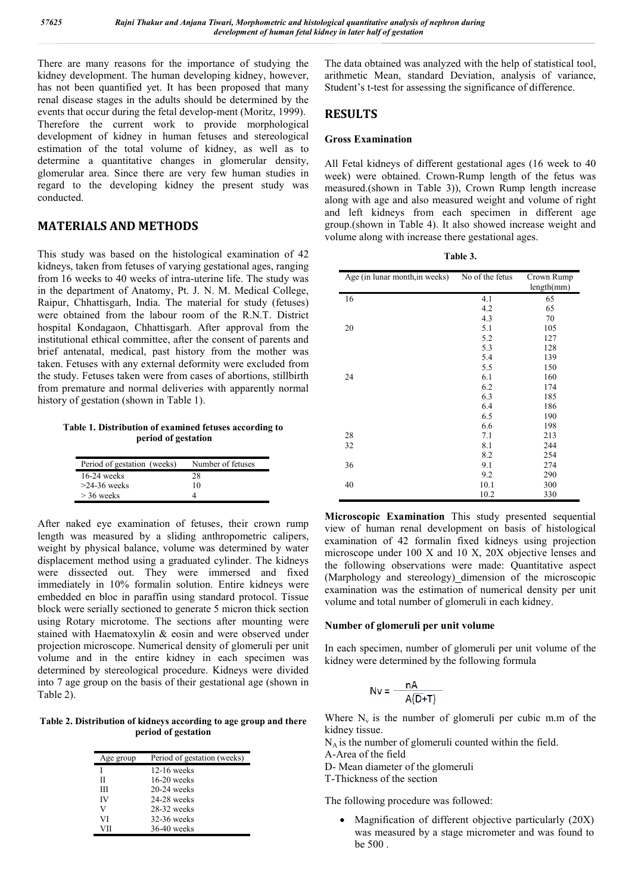There are many reasons for the importance of studying the kidney development. The human developing kidney, however, has not been quantified yet. It has been proposed that many renal disease stages in the adults should be determined by the events that occur during the fetal develop-ment (Moritz, 1999). Therefore the current work to provide morphological development of kidney in human fetuses and stereological estimation of the total volume of kidney, as well as to determine a quantitative changes in glomerular density, glomerular area. Since there are very few human studies in regard to the developing kidney the present study was conducted.

## MATERIALS AND METHODS

This study was based on the histological examination of 42 kidneys, taken from fetuses of varying gestational ages, ranging from 16 weeks to 40 weeks of intra-uterine life. The study was in the department of Anatomy, Pt. J. N. M. Medical College, Raipur, Chhattisgarh, India. The material for study (fetuses) were obtained from the labour room of the R.N.T. District hospital Kondagaon, Chhattisgarh. After approval from the institutional ethical committee, after the consent of parents and brief antenatal, medical, past history from the mother was taken. Fetuses with any external deformity were excluded from the study. Fetuses taken were from cases of abortions, stillbirth from premature and normal deliveries with apparently normal history of gestation (shown in Table 1).

**Table 1. Distribution of examined fetuses according to period of gestation**

| Period of gestation (weeks) | Number of fetuses |
|---|---|
| 16-24 weeks | 28 |
| >24-36 weeks | 10 |
| > 36 weeks | 4 |

After naked eye examination of fetuses, their crown rump length was measured by a sliding anthropometric calipers, weight by physical balance, volume was determined by water displacement method using a graduated cylinder. The kidneys were dissected out. They were immersed and fixed immediately in 10% formalin solution. Entire kidneys were embedded en bloc in paraffin using standard protocol. Tissue block were serially sectioned to generate 5 micron thick section using Rotary microtome. The sections after mounting were stained with Haematoxylin & eosin and were observed under projection microscope. Numerical density of glomeruli per unit volume and in the entire kidney in each specimen was determined by stereological procedure. Kidneys were divided into 7 age group on the basis of their gestational age (shown in Table 2).

**Table 2. Distribution of kidneys according to age group and there period of gestation**

| Age group | Period of gestation (weeks) |
|---|---|
| I | 12-16 weeks |
| II | 16-20 weeks |
| III | 20-24 weeks |
| IV | 24-28 weeks |
| V | 28-32 weeks |
| VI | 32-36 weeks |
| VII | 36-40 weeks |

The data obtained was analyzed with the help of statistical tool, arithmetic Mean, standard Deviation, analysis of variance, Student's t-test for assessing the significance of difference.

## RESULTS

### Gross Examination

All Fetal kidneys of different gestational ages (16 week to 40 week) were obtained. Crown-Rump length of the fetus was measured.(shown in Table 3)), Crown Rump length increase along with age and also measured weight and volume of right and left kidneys from each specimen in different age group.(shown in Table 4). It also showed increase weight and volume along with increase there gestational ages.

**Table 3.**

| Age (in lunar month,in weeks) | No of the fetus | Crown Rump length(mm) |
|---|---|---|
| 16 | 4.1 | 65 |
| | 4.2 | 65 |
| | 4.3 | 70 |
| 20 | 5.1 | 105 |
| | 5.2 | 127 |
| | 5.3 | 128 |
| | 5.4 | 139 |
| | 5.5 | 150 |
| 24 | 6.1 | 160 |
| | 6.2 | 174 |
| | 6.3 | 185 |
| | 6.4 | 186 |
| | 6.5 | 190 |
| | 6.6 | 198 |
| 28 | 7.1 | 213 |
| 32 | 8.1 | 244 |
| | 8.2 | 254 |
| 36 | 9.1 | 274 |
| | 9.2 | 290 |
| 40 | 10.1 | 300 |
| | 10.2 | 330 |

**Microscopic Examination** This study presented sequential view of human renal development on basis of histological examination of 42 formalin fixed kidneys using projection microscope under 100 X and 10 X, 20X objective lenses and the following observations were made: Quantitative aspect (Marphology and stereology)_dimension of the microscopic examination was the estimation of numerical density per unit volume and total number of glomeruli in each kidney.

### Number of glomeruli per unit volume

In each specimen, number of glomeruli per unit volume of the kidney were determined by the following formula

$$Nv = \frac{nA}{A(\bar{D}+T)}$$

Where $N_v$ is the number of glomeruli per cubic m.m of the kidney tissue.

$N_A$ is the number of glomeruli counted within the field.

A-Area of the field

D- Mean diameter of the glomeruli

T-Thickness of the section

The following procedure was followed:

- Magnification of different objective particularly (20X) was measured by a stage micrometer and was found to be 500 .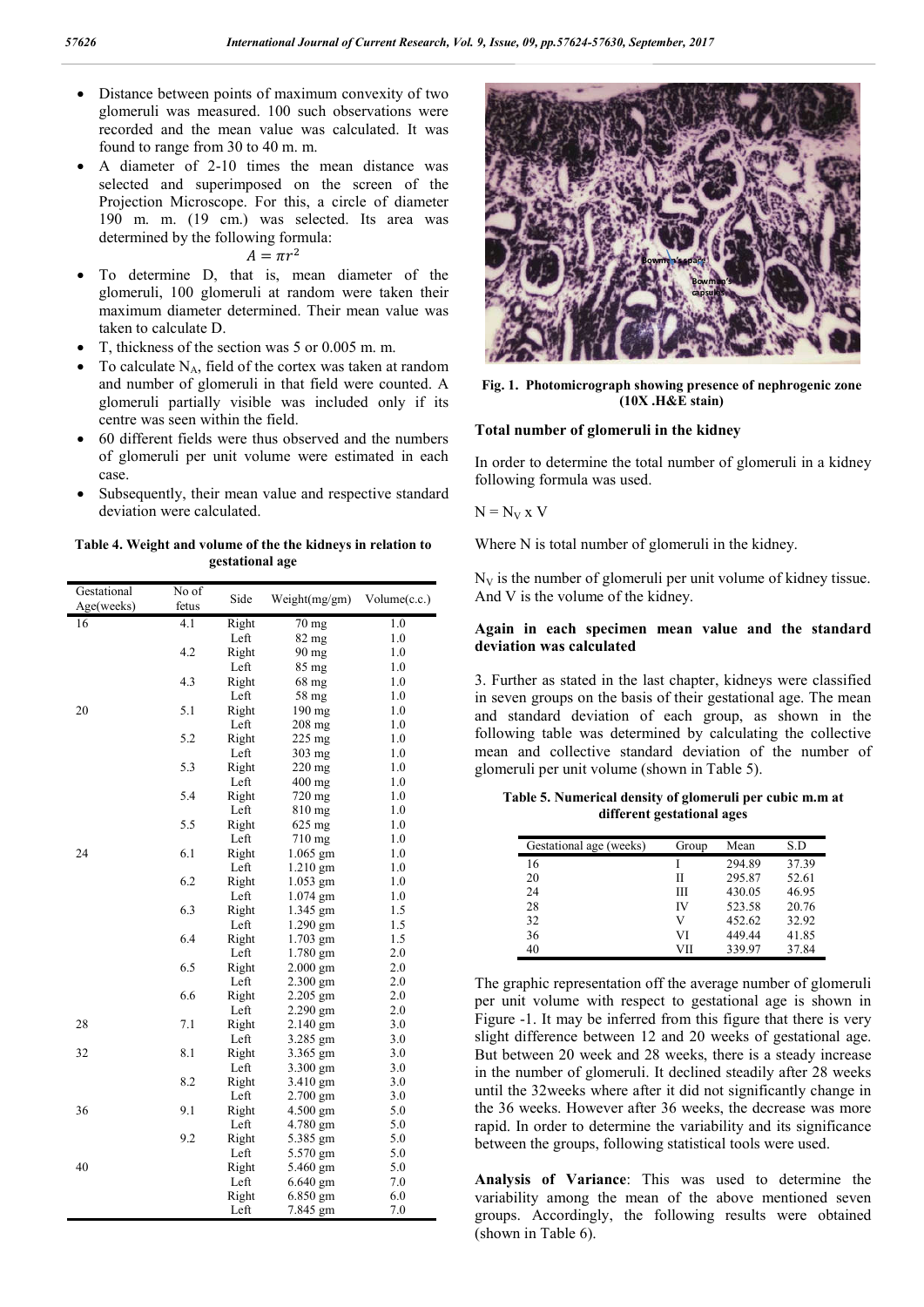- Distance between points of maximum convexity of two glomeruli was measured. 100 such observations were recorded and the mean value was calculated. It was found to range from 30 to 40 m. m.
- A diameter of 2-10 times the mean distance was selected and superimposed on the screen of the Projection Microscope. For this, a circle of diameter 190 m. m. (19 cm.) was selected. Its area was determined by the following formula:

$$A = \pi r^2$$

- To determine D, that is, mean diameter of the glomeruli, 100 glomeruli at random were taken their maximum diameter determined. Their mean value was taken to calculate D.
- T, thickness of the section was 5 or 0.005 m. m.
- To calculate $N_A$, field of the cortex was taken at random and number of glomeruli in that field were counted. A glomeruli partially visible was included only if its centre was seen within the field.
- 60 different fields were thus observed and the numbers of glomeruli per unit volume were estimated in each case.
- Subsequently, their mean value and respective standard deviation were calculated.

**Table 4. Weight and volume of the the kidneys in relation to gestational age**

| Gestational Age(weeks) | No of fetus | Side | Weight(mg/gm) | Volume(c.c.) |
|---|---|---|---|---|
| 16 | 4.1 | Right | 70 mg | 1.0 |
| | | Left | 82 mg | 1.0 |
| | 4.2 | Right | 90 mg | 1.0 |
| | | Left | 85 mg | 1.0 |
| | 4.3 | Right | 68 mg | 1.0 |
| | | Left | 58 mg | 1.0 |
| 20 | 5.1 | Right | 190 mg | 1.0 |
| | | Left | 208 mg | 1.0 |
| | 5.2 | Right | 225 mg | 1.0 |
| | | Left | 303 mg | 1.0 |
| | 5.3 | Right | 220 mg | 1.0 |
| | | Left | 400 mg | 1.0 |
| | 5.4 | Right | 720 mg | 1.0 |
| | | Left | 810 mg | 1.0 |
| | 5.5 | Right | 625 mg | 1.0 |
| | | Left | 710 mg | 1.0 |
| 24 | 6.1 | Right | 1.065 gm | 1.0 |
| | | Left | 1.210 gm | 1.0 |
| | 6.2 | Right | 1.053 gm | 1.0 |
| | | Left | 1.074 gm | 1.0 |
| | 6.3 | Right | 1.345 gm | 1.5 |
| | | Left | 1.290 gm | 1.5 |
| | 6.4 | Right | 1.703 gm | 1.5 |
| | | Left | 1.780 gm | 2.0 |
| | 6.5 | Right | 2.000 gm | 2.0 |
| | | Left | 2.300 gm | 2.0 |
| | 6.6 | Right | 2.205 gm | 2.0 |
| | | Left | 2.290 gm | 2.0 |
| 28 | 7.1 | Right | 2.140 gm | 3.0 |
| | | Left | 3.285 gm | 3.0 |
| 32 | 8.1 | Right | 3.365 gm | 3.0 |
| | | Left | 3.300 gm | 3.0 |
| | 8.2 | Right | 3.410 gm | 3.0 |
| | | Left | 2.700 gm | 3.0 |
| 36 | 9.1 | Right | 4.500 gm | 5.0 |
| | | Left | 4.780 gm | 5.0 |
| | 9.2 | Right | 5.385 gm | 5.0 |
| | | Left | 5.570 gm | 5.0 |
| 40 | | Right | 5.460 gm | 5.0 |
| | | Left | 6.640 gm | 7.0 |
| | | Right | 6.850 gm | 6.0 |
| | | Left | 7.845 gm | 7.0 |

**Fig. 1. Photomicrograph showing presence of nephrogenic zone (10X .H&E stain)**

## Total number of glomeruli in the kidney

In order to determine the total number of glomeruli in a kidney following formula was used.

$N = N_V \times V$

Where N is total number of glomeruli in the kidney.

$N_V$ is the number of glomeruli per unit volume of kidney tissue. And V is the volume of the kidney.

### Again in each specimen mean value and the standard deviation was calculated

3. Further as stated in the last chapter, kidneys were classified in seven groups on the basis of their gestational age. The mean and standard deviation of each group, as shown in the following table was determined by calculating the collective mean and collective standard deviation of the number of glomeruli per unit volume (shown in Table 5).

**Table 5. Numerical density of glomeruli per cubic m.m at different gestational ages**

| Gestational age (weeks) | Group | Mean | S.D |
|---|---|---|---|
| 16 | I | 294.89 | 37.39 |
| 20 | II | 295.87 | 52.61 |
| 24 | III | 430.05 | 46.95 |
| 28 | IV | 523.58 | 20.76 |
| 32 | V | 452.62 | 32.92 |
| 36 | VI | 449.44 | 41.85 |
| 40 | VII | 339.97 | 37.84 |

The graphic representation off the average number of glomeruli per unit volume with respect to gestational age is shown in Figure -1. It may be inferred from this figure that there is very slight difference between 12 and 20 weeks of gestational age. But between 20 week and 28 weeks, there is a steady increase in the number of glomeruli. It declined steadily after 28 weeks until the 32weeks where after it did not significantly change in the 36 weeks. However after 36 weeks, the decrease was more rapid. In order to determine the variability and its significance between the groups, following statistical tools were used.

**Analysis of Variance**: This was used to determine the variability among the mean of the above mentioned seven groups. Accordingly, the following results were obtained (shown in Table 6).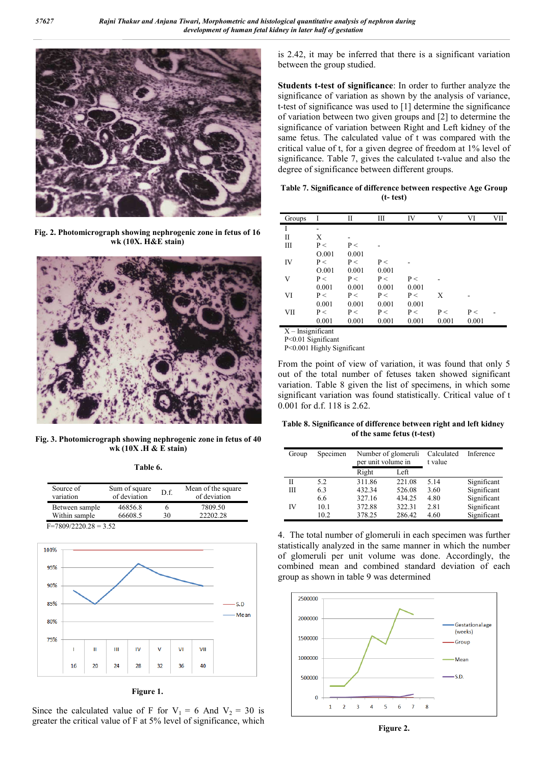Fig. 2. Photomicrograph showing nephrogenic zone in fetus of 16 wk (10X. H&E stain)

Fig. 3. Photomicrograph showing nephrogenic zone in fetus of 40 wk (10X .H & E stain)

**Table 6.**

| Source of variation | Sum of square of deviation | D.f. | Mean of the square of deviation |
|---|---|---|---|
| Between sample | 46856.8 | 6 | 7809.50 |
| Within sample | 66608.5 | 30 | 22202.28 |

F=7809/2220.28 = 3.52

**Figure 1.**

Since the calculated value of F for $V_1 = 6$ And $V_2 = 30$ is greater the critical value of F at 5% level of significance, which is 2.42, it may be inferred that there is a significant variation between the group studied.

**Students t-test of significance**: In order to further analyze the significance of variation as shown by the analysis of variance, t-test of significance was used to [1] determine the significance of variation between two given groups and [2] to determine the significance of variation between Right and Left kidney of the same fetus. The calculated value of t was compared with the critical value of t, for a given degree of freedom at 1% level of significance. Table 7, gives the calculated t-value and also the degree of significance between different groups.

**Table 7. Significance of difference between respective Age Group (t- test)**

| Groups | I | II | III | IV | V | VI | VII |
|---|---|---|---|---|---|---|---|
| I | - | | | | | | |
| II | X | - | | | | | |
| III | P < O.001 | P < 0.001 | - | | | | |
| IV | P < O.001 | P < 0.001 | P < 0.001 | - | | | |
| V | P < 0.001 | P < 0.001 | P < 0.001 | P < 0.001 | - | | |
| VI | P < 0.001 | P < 0.001 | P < 0.001 | P < 0.001 | X | - | |
| VII | P < 0.001 | P < 0.001 | P < 0.001 | P < 0.001 | P < 0.001 | P < 0.001 | - |

X – Insignificant
P<0.01 Significant
P<0.001 Highly Significant

From the point of view of variation, it was found that only 5 out of the total number of fetuses taken showed significant variation. Table 8 given the list of specimens, in which some significant variation was found statistically. Critical value of t 0.001 for d.f. 118 is 2.62.

**Table 8. Significance of difference between right and left kidney of the same fetus (t-test)**

| Group | Specimen | Number of glomeruli per unit volume in | | Calculated t value | Inference |
|---|---|---|---|---|---|
| | | Right | Left | | |
| II | 5.2 | 311.86 | 221.08 | 5.14 | Significant |
| III | 6.3 | 432.34 | 526.08 | 3.60 | Significant |
| | 6.6 | 327.16 | 434.25 | 4.80 | Significant |
| IV | 10.1 | 372.88 | 322.31 | 2.81 | Significant |
| | 10.2 | 378.25 | 286.42 | 4.60 | Significant |

4. The total number of glomeruli in each specimen was further statistically analyzed in the same manner in which the number of glomeruli per unit volume was done. Accordingly, the combined mean and combined standard deviation of each group as shown in table 9 was determined

**Figure 2.**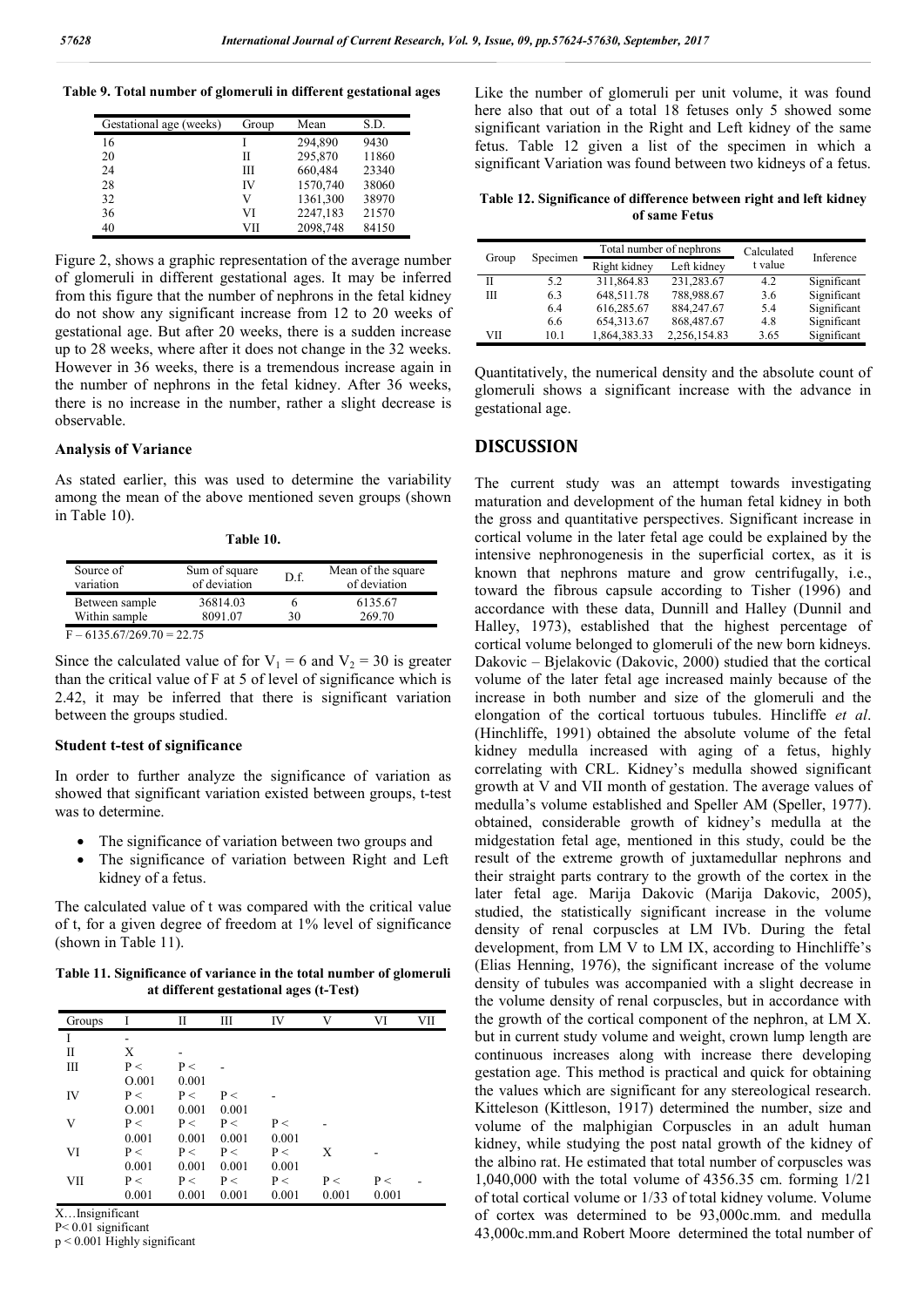**Table 9. Total number of glomeruli in different gestational ages**

| Gestational age (weeks) | Group | Mean | S.D. |
|---|---|---|---|
| 16 | I | 294,890 | 9430 |
| 20 | II | 295,870 | 11860 |
| 24 | III | 660,484 | 23340 |
| 28 | IV | 1570,740 | 38060 |
| 32 | V | 1361,300 | 38970 |
| 36 | VI | 2247,183 | 21570 |
| 40 | VII | 2098,748 | 84150 |

Figure 2, shows a graphic representation of the average number of glomeruli in different gestational ages. It may be inferred from this figure that the number of nephrons in the fetal kidney do not show any significant increase from 12 to 20 weeks of gestational age. But after 20 weeks, there is a sudden increase up to 28 weeks, where after it does not change in the 32 weeks. However in 36 weeks, there is a tremendous increase again in the number of nephrons in the fetal kidney. After 36 weeks, there is no increase in the number, rather a slight decrease is observable.

### Analysis of Variance

As stated earlier, this was used to determine the variability among the mean of the above mentioned seven groups (shown in Table 10).

**Table 10.**

| Source of variation | Sum of square of deviation | D.f. | Mean of the square of deviation |
|---|---|---|---|
| Between sample | 36814.03 | 6 | 6135.67 |
| Within sample | 8091.07 | 30 | 269.70 |

F – 6135.67/269.70 = 22.75

Since the calculated value of for $V_1 = 6$ and $V_2 = 30$ is greater than the critical value of F at 5 of level of significance which is 2.42, it may be inferred that there is significant variation between the groups studied.

### Student t-test of significance

In order to further analyze the significance of variation as showed that significant variation existed between groups, t-test was to determine.

- The significance of variation between two groups and
- The significance of variation between Right and Left kidney of a fetus.

The calculated value of t was compared with the critical value of t, for a given degree of freedom at 1% level of significance (shown in Table 11).

**Table 11. Significance of variance in the total number of glomeruli at different gestational ages (t-Test)**

| Groups | I | II | III | IV | V | VI | VII |
|---|---|---|---|---|---|---|---|
| I | - | | | | | | |
| II | X | - | | | | | |
| III | P < O.001 | P < 0.001 | - | | | | |
| IV | P < O.001 | P < 0.001 | P < 0.001 | - | | | |
| V | P < 0.001 | P < 0.001 | P < 0.001 | P < 0.001 | - | | |
| VI | P < 0.001 | P < 0.001 | P < 0.001 | P < 0.001 | X | - | |
| VII | P < 0.001 | P < 0.001 | P < 0.001 | P < 0.001 | P < 0.001 | P < 0.001 | - |

X…Insignificant
P< 0.01 significant
p < 0.001 Highly significant

Like the number of glomeruli per unit volume, it was found here also that out of a total 18 fetuses only 5 showed some significant variation in the Right and Left kidney of the same fetus. Table 12 given a list of the specimen in which a significant Variation was found between two kidneys of a fetus.

**Table 12. Significance of difference between right and left kidney of same Fetus**

| Group | Specimen | Total number of nephrons | | Calculated t value | Inference |
|---|---|---|---|---|---|
| | | Right kidney | Left kidney | | |
| II | 5.2 | 311,864.83 | 231,283.67 | 4.2 | Significant |
| III | 6.3 | 648,511.78 | 788,988.67 | 3.6 | Significant |
| | 6.4 | 616,285.67 | 884,247.67 | 5.4 | Significant |
| | 6.6 | 654,313.67 | 868,487.67 | 4.8 | Significant |
| VII | 10.1 | 1,864,383.33 | 2,256,154.83 | 3.65 | Significant |

Quantitatively, the numerical density and the absolute count of glomeruli shows a significant increase with the advance in gestational age.

## DISCUSSION

The current study was an attempt towards investigating maturation and development of the human fetal kidney in both the gross and quantitative perspectives. Significant increase in cortical volume in the later fetal age could be explained by the intensive nephronogenesis in the superficial cortex, as it is known that nephrons mature and grow centrifugally, i.e., toward the fibrous capsule according to Tisher (1996) and accordance with these data, Dunnill and Halley (Dunnil and Halley, 1973), established that the highest percentage of cortical volume belonged to glomeruli of the new born kidneys. Dakovic – Bjelakovic (Dakovic, 2000) studied that the cortical volume of the later fetal age increased mainly because of the increase in both number and size of the glomeruli and the elongation of the cortical tortuous tubules. Hincliffe *et al*. (Hinchliffe, 1991) obtained the absolute volume of the fetal kidney medulla increased with aging of a fetus, highly correlating with CRL. Kidney's medulla showed significant growth at V and VII month of gestation. The average values of medulla's volume established and Speller AM (Speller, 1977). obtained, considerable growth of kidney's medulla at the midgestation fetal age, mentioned in this study, could be the result of the extreme growth of juxtamedullar nephrons and their straight parts contrary to the growth of the cortex in the later fetal age. Marija Dakovic (Marija Dakovic, 2005), studied, the statistically significant increase in the volume density of renal corpuscles at LM IVb. During the fetal development, from LM V to LM IX, according to Hinchliffe's (Elias Henning, 1976), the significant increase of the volume density of tubules was accompanied with a slight decrease in the volume density of renal corpuscles, but in accordance with the growth of the cortical component of the nephron, at LM X. but in current study volume and weight, crown lump length are continuous increases along with increase there developing gestation age. This method is practical and quick for obtaining the values which are significant for any stereological research. Kitteleson (Kittleson, 1917) determined the number, size and volume of the malphigian Corpuscles in an adult human kidney, while studying the post natal growth of the kidney of the albino rat. He estimated that total number of corpuscles was 1,040,000 with the total volume of 4356.35 cm. forming 1/21 of total cortical volume or 1/33 of total kidney volume. Volume of cortex was determined to be 93,000c.mm. and medulla 43,000c.mm.and Robert Moore determined the total number of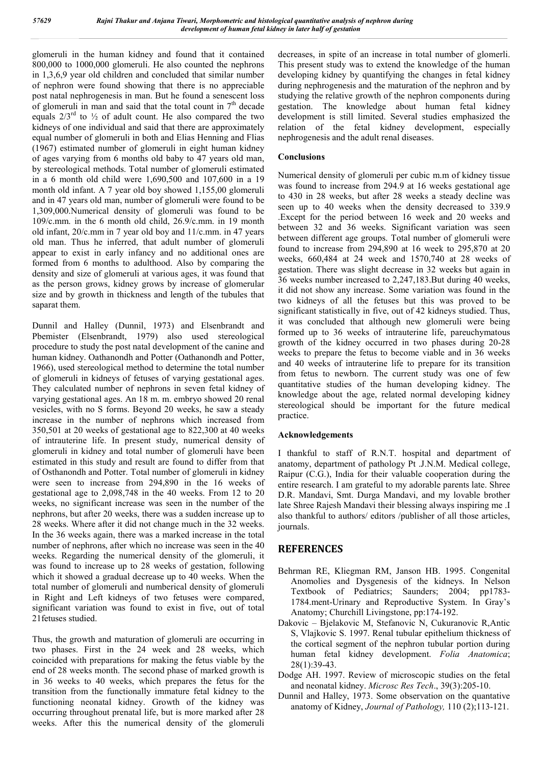glomeruli in the human kidney and found that it contained 800,000 to 1000,000 glomeruli. He also counted the nephrons in 1,3,6,9 year old children and concluded that similar number of nephron were found showing that there is no appreciable post natal nephrogenesis in man. But he found a senescent loss of glomeruli in man and said that the total count in $7^{th}$ decade equals $2/3^{rd}$ to ½ of adult count. He also compared the two kidneys of one individual and said that there are approximately equal number of glomeruli in both and Elias Henning and Flias (1967) estimated number of glomeruli in eight human kidney of ages varying from 6 months old baby to 47 years old man, by stereological methods. Total number of glomeruli estimated in a 6 month old child were 1,690,500 and 107,600 in a 19 month old infant. A 7 year old boy showed 1,155,00 glomeruli and in 47 years old man, number of glomeruli were found to be 1,309,000.Numerical density of glomeruli was found to be 109/c.mm. in the 6 month old child, 26.9/c.mm. in 19 month old infant, 20/c.mm in 7 year old boy and 11/c.mm. in 47 years old man. Thus he inferred, that adult number of glomeruli appear to exist in early infancy and no additional ones are formed from 6 months to adulthood. Also by comparing the density and size of glomeruli at various ages, it was found that as the person grows, kidney grows by increase of glomerular size and by growth in thickness and length of the tubules that saparat them.

Dunnil and Halley (Dunnil, 1973) and Elsenbrandt and Pbemister (Elsenbrandt, 1979) also used stereological procedure to study the post natal development of the canine and human kidney. Oathanondh and Potter (Oathanondh and Potter, 1966), used stereological method to determine the total number of glomeruli in kidneys of fetuses of varying gestational ages. They calculated number of nephrons in seven fetal kidney of varying gestational ages. An 18 m. m. embryo showed 20 renal vesicles, with no S forms. Beyond 20 weeks, he saw a steady increase in the number of nephrons which increased from 350,501 at 20 weeks of gestational age to 822,300 at 40 weeks of intrauterine life. In present study, numerical density of glomeruli in kidney and total number of glomeruli have been estimated in this study and result are found to differ from that of Osthanondh and Potter. Total number of glomeruli in kidney were seen to increase from 294,890 in the 16 weeks of gestational age to 2,098,748 in the 40 weeks. From 12 to 20 weeks, no significant increase was seen in the number of the nephrons, but after 20 weeks, there was a sudden increase up to 28 weeks. Where after it did not change much in the 32 weeks. In the 36 weeks again, there was a marked increase in the total number of nephrons, after which no increase was seen in the 40 weeks. Regarding the numerical density of the glomeruli, it was found to increase up to 28 weeks of gestation, following which it showed a gradual decrease up to 40 weeks. When the total number of glomeruli and numberical density of glomeruli in Right and Left kidneys of two fetuses were compared, significant variation was found to exist in five, out of total 21fetuses studied.

Thus, the growth and maturation of glomeruli are occurring in two phases. First in the 24 week and 28 weeks, which coincided with preparations for making the fetus viable by the end of 28 weeks month. The second phase of marked growth is in 36 weeks to 40 weeks, which prepares the fetus for the transition from the functionally immature fetal kidney to the functioning neonatal kidney. Growth of the kidney was occurring throughout prenatal life, but is more marked after 28 weeks. After this the numerical density of the glomeruli decreases, in spite of an increase in total number of glomerli. This present study was to extend the knowledge of the human developing kidney by quantifying the changes in fetal kidney during nephrogenesis and the maturation of the nephron and by studying the relative growth of the nephron components during gestation. The knowledge about human fetal kidney development is still limited. Several studies emphasized the relation of the fetal kidney development, especially nephrogenesis and the adult renal diseases.

## Conclusions

Numerical density of glomeruli per cubic m.m of kidney tissue was found to increase from 294.9 at 16 weeks gestational age to 430 in 28 weeks, but after 28 weeks a steady decline was seen up to 40 weeks when the density decreased to 339.9 .Except for the period between 16 week and 20 weeks and between 32 and 36 weeks. Significant variation was seen between different age groups. Total number of glomeruli were found to increase from 294,890 at 16 week to 295,870 at 20 weeks, 660,484 at 24 week and 1570,740 at 28 weeks of gestation. There was slight decrease in 32 weeks but again in 36 weeks number increased to 2,247,183.But during 40 weeks, it did not show any increase. Some variation was found in the two kidneys of all the fetuses but this was proved to be significant statistically in five, out of 42 kidneys studied. Thus, it was concluded that although new glomeruli were being formed up to 36 weeks of intrauterine life, pareuchymatous growth of the kidney occurred in two phases during 20-28 weeks to prepare the fetus to become viable and in 36 weeks and 40 weeks of intrauterine life to prepare for its transition from fetus to newborn. The current study was one of few quantitative studies of the human developing kidney. The knowledge about the age, related normal developing kidney stereological should be important for the future medical practice.

## Acknowledgements

I thankful to staff of R.N.T. hospital and department of anatomy, department of pathology Pt .J.N.M. Medical college, Raipur (C.G.), India for their valuable cooperation during the entire research. I am grateful to my adorable parents late. Shree D.R. Mandavi, Smt. Durga Mandavi, and my lovable brother late Shree Rajesh Mandavi their blessing always inspiring me .I also thankful to authors/ editors /publisher of all those articles, journals.

## REFERENCES

Behrman RE, Kliegman RM, Janson HB. 1995. Congenital Anomolies and Dysgenesis of the kidneys. In Nelson Textbook of Pediatrics; Saunders; 2004; pp1783-1784.ment-Urinary and Reproductive System. In Gray's Anatomy; Churchill Livingstone, pp:174-192.

Dakovic – Bjelakovic M, Stefanovic N, Cukuranovic R,Antic S, Vlajkovic S. 1997. Renal tubular epithelium thickness of the cortical segment of the nephron tubular portion during human fetal kidney development. *Folia Anatomica*; 28(1):39-43.

Dodge AH. 1997. Review of microscopic studies on the fetal and neonatal kidney. *Microsc Res Tech*., 39(3):205-10.

Dunnil and Halley, 1973. Some observation on the quantative anatomy of Kidney, *Journal of Pathology,* 110 (2);113-121.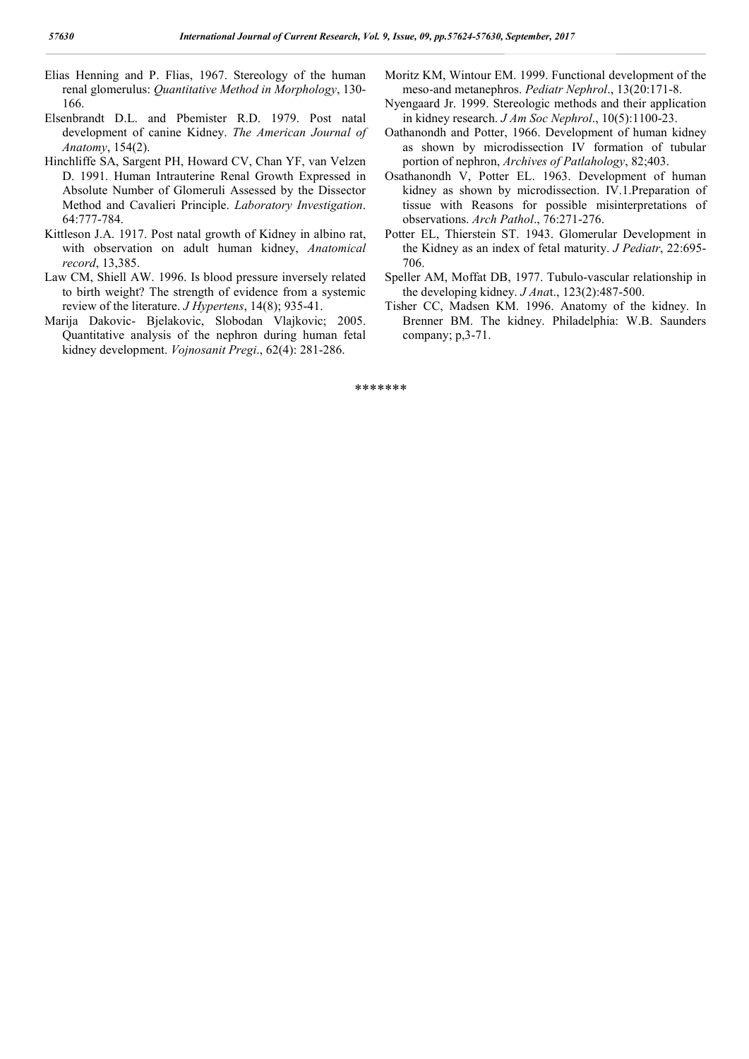Elias Henning and P. Flias, 1967. Stereology of the human renal glomerulus: *Quantitative Method in Morphology*, 130-166.

Elsenbrandt D.L. and Pbemister R.D. 1979. Post natal development of canine Kidney. *The American Journal of Anatomy*, 154(2).

Hinchliffe SA, Sargent PH, Howard CV, Chan YF, van Velzen D. 1991. Human Intrauterine Renal Growth Expressed in Absolute Number of Glomeruli Assessed by the Dissector Method and Cavalieri Principle. *Laboratory Investigation*. 64:777-784.

Kittleson J.A. 1917. Post natal growth of Kidney in albino rat, with observation on adult human kidney, *Anatomical record*, 13,385.

Law CM, Shiell AW. 1996. Is blood pressure inversely related to birth weight? The strength of evidence from a systemic review of the literature. *J Hypertens*, 14(8); 935-41.

Marija Dakovic- Bjelakovic, Slobodan Vlajkovic; 2005. Quantitative analysis of the nephron during human fetal kidney development. *Vojnosanit Pregi*., 62(4): 281-286.

Moritz KM, Wintour EM. 1999. Functional development of the meso-and metanephros. *Pediatr Nephrol*., 13(20:171-8.

Nyengaard Jr. 1999. Stereologic methods and their application in kidney research. *J Am Soc Nephrol*., 10(5):1100-23.

Oathanondh and Potter, 1966. Development of human kidney as shown by microdissection IV formation of tubular portion of nephron, *Archives of Patlahology*, 82;403.

Osathanondh V, Potter EL. 1963. Development of human kidney as shown by microdissection. IV.1.Preparation of tissue with Reasons for possible misinterpretations of observations. *Arch Pathol*., 76:271-276.

Potter EL, Thierstein ST. 1943. Glomerular Development in the Kidney as an index of fetal maturity. *J Pediatr*, 22:695-706.

Speller AM, Moffat DB, 1977. Tubulo-vascular relationship in the developing kidney. *J Ana*t., 123(2):487-500.

Tisher CC, Madsen KM. 1996. Anatomy of the kidney. In Brenner BM. The kidney. Philadelphia: W.B. Saunders company; p,3-71.

*******